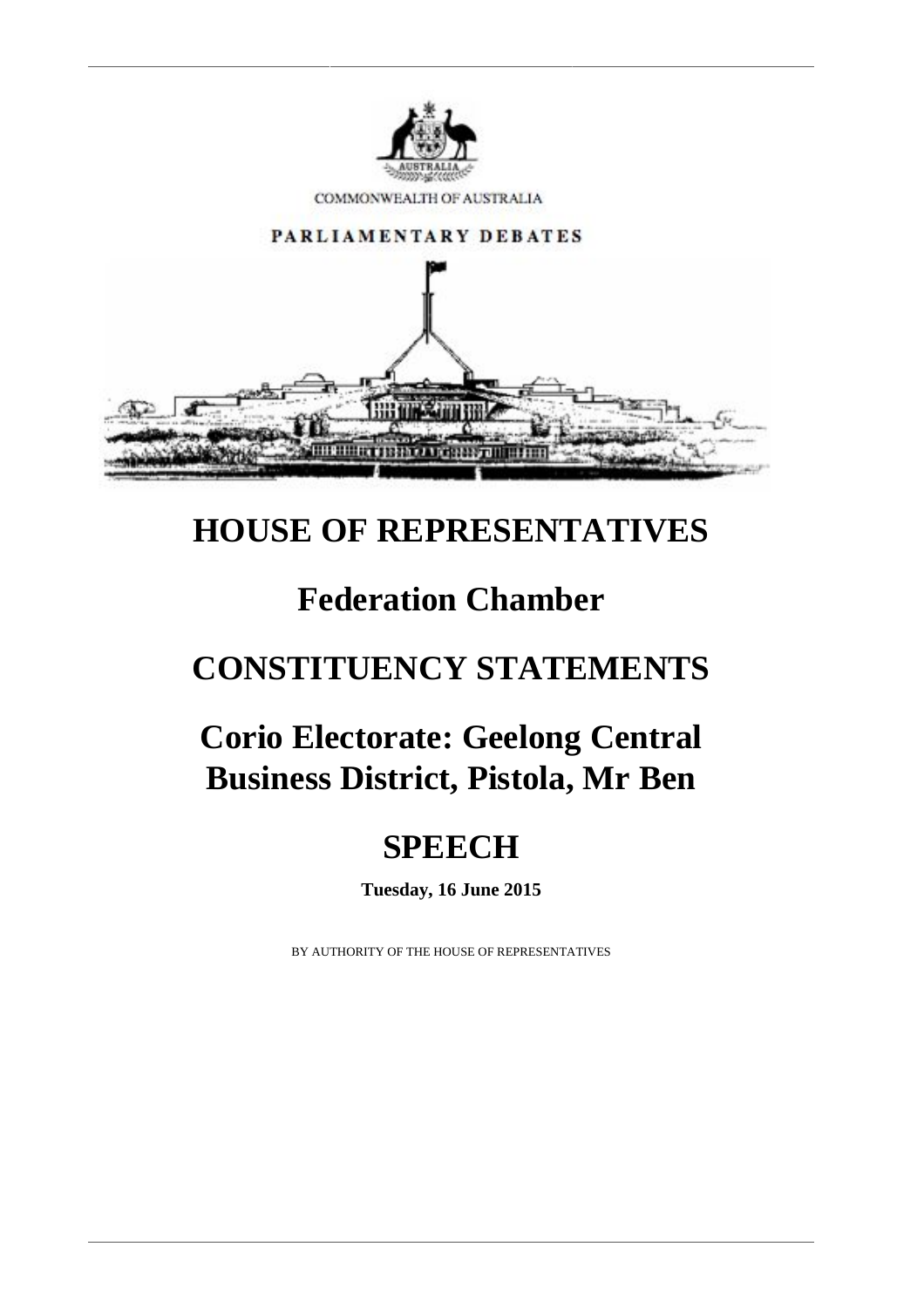COMMONWEALTH OF AUSTRALIA

PARLIAMENTARY DEBATES

# HOUSE OF REPRESENTATIVES

## Federation Chamber

## CONSTITUENCY STATEMENTS

## Corio Electorate: Geelong Central Business District, Pistola, Mr Ben

## SPEECH

**Tuesday, 16 June 2015**

BY AUTHORITY OF THE HOUSE OF REPRESENTATIVES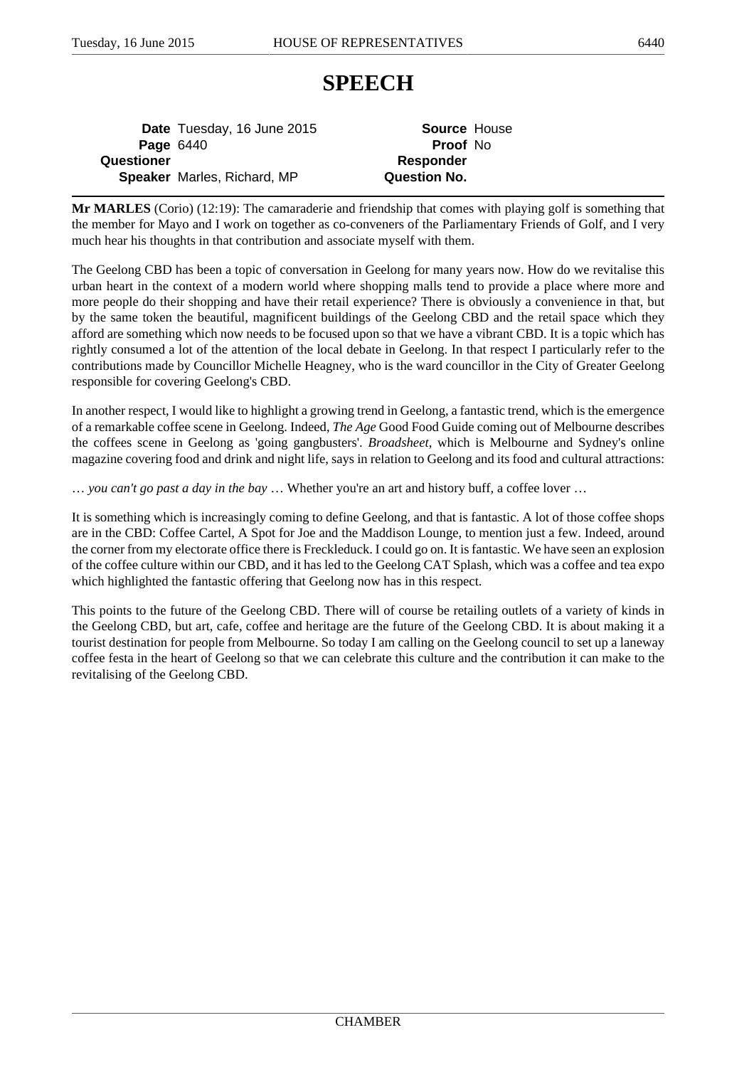# SPEECH

| | | | |
|---|---|---|---|
| **Date** | Tuesday, 16 June 2015 | **Source** | House |
| **Page** | 6440 | **Proof** | No |
| **Questioner** | | **Responder** | |
| **Speaker** | Marles, Richard, MP | **Question No.** | |

**Mr MARLES** (Corio) (12:19): The camaraderie and friendship that comes with playing golf is something that the member for Mayo and I work on together as co-conveners of the Parliamentary Friends of Golf, and I very much hear his thoughts in that contribution and associate myself with them.

The Geelong CBD has been a topic of conversation in Geelong for many years now. How do we revitalise this urban heart in the context of a modern world where shopping malls tend to provide a place where more and more people do their shopping and have their retail experience? There is obviously a convenience in that, but by the same token the beautiful, magnificent buildings of the Geelong CBD and the retail space which they afford are something which now needs to be focused upon so that we have a vibrant CBD. It is a topic which has rightly consumed a lot of the attention of the local debate in Geelong. In that respect I particularly refer to the contributions made by Councillor Michelle Heagney, who is the ward councillor in the City of Greater Geelong responsible for covering Geelong's CBD.

In another respect, I would like to highlight a growing trend in Geelong, a fantastic trend, which is the emergence of a remarkable coffee scene in Geelong. Indeed, *The Age* Good Food Guide coming out of Melbourne describes the coffees scene in Geelong as 'going gangbusters'. *Broadsheet*, which is Melbourne and Sydney's online magazine covering food and drink and night life, says in relation to Geelong and its food and cultural attractions:

… *you can't go past a day in the bay* … Whether you're an art and history buff, a coffee lover …

It is something which is increasingly coming to define Geelong, and that is fantastic. A lot of those coffee shops are in the CBD: Coffee Cartel, A Spot for Joe and the Maddison Lounge, to mention just a few. Indeed, around the corner from my electorate office there is Freckleduck. I could go on. It is fantastic. We have seen an explosion of the coffee culture within our CBD, and it has led to the Geelong CAT Splash, which was a coffee and tea expo which highlighted the fantastic offering that Geelong now has in this respect.

This points to the future of the Geelong CBD. There will of course be retailing outlets of a variety of kinds in the Geelong CBD, but art, cafe, coffee and heritage are the future of the Geelong CBD. It is about making it a tourist destination for people from Melbourne. So today I am calling on the Geelong council to set up a laneway coffee festa in the heart of Geelong so that we can celebrate this culture and the contribution it can make to the revitalising of the Geelong CBD.